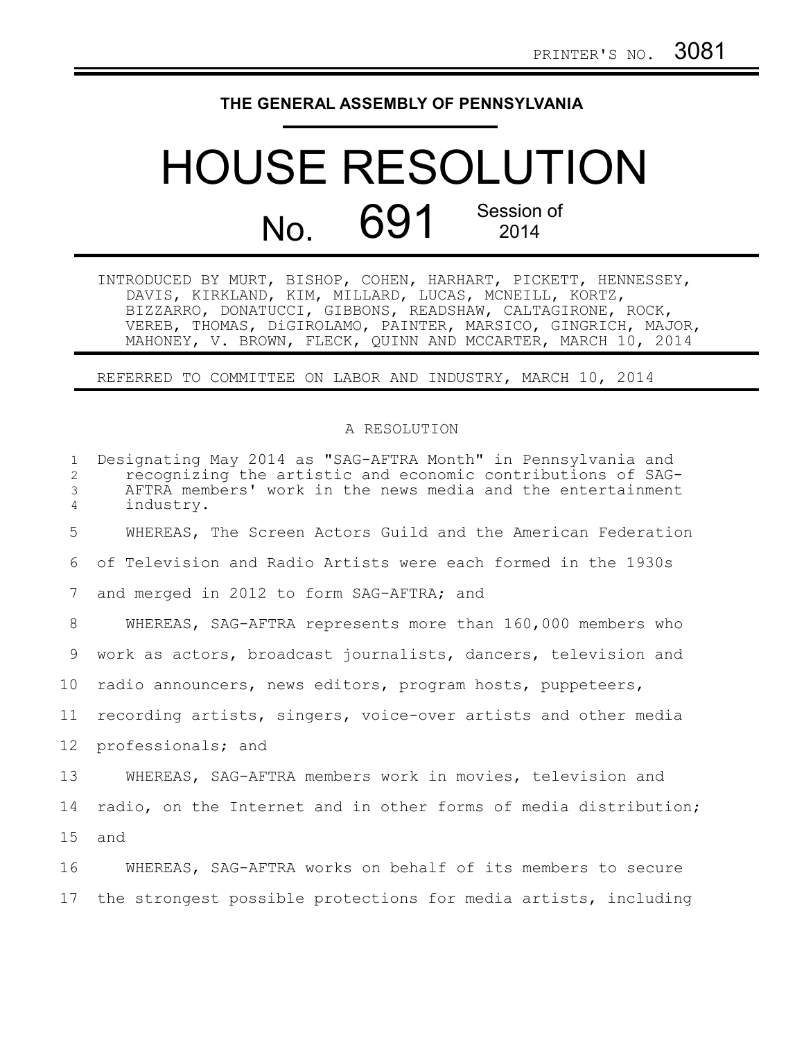PRINTER'S NO. 3081

# THE GENERAL ASSEMBLY OF PENNSYLVANIA

# HOUSE RESOLUTION

## No. 691 Session of 2014

INTRODUCED BY MURT, BISHOP, COHEN, HARHART, PICKETT, HENNESSEY, DAVIS, KIRKLAND, KIM, MILLARD, LUCAS, MCNEILL, KORTZ, BIZZARRO, DONATUCCI, GIBBONS, READSHAW, CALTAGIRONE, ROCK, VEREB, THOMAS, DiGIROLAMO, PAINTER, MARSICO, GINGRICH, MAJOR, MAHONEY, V. BROWN, FLECK, QUINN AND MCCARTER, MARCH 10, 2014

REFERRED TO COMMITTEE ON LABOR AND INDUSTRY, MARCH 10, 2014

A RESOLUTION

1 Designating May 2014 as "SAG-AFTRA Month" in Pennsylvania and
2 recognizing the artistic and economic contributions of SAG-
3 AFTRA members' work in the news media and the entertainment
4 industry.

5 WHEREAS, The Screen Actors Guild and the American Federation
6 of Television and Radio Artists were each formed in the 1930s
7 and merged in 2012 to form SAG-AFTRA; and
8 WHEREAS, SAG-AFTRA represents more than 160,000 members who
9 work as actors, broadcast journalists, dancers, television and
10 radio announcers, news editors, program hosts, puppeteers,
11 recording artists, singers, voice-over artists and other media
12 professionals; and
13 WHEREAS, SAG-AFTRA members work in movies, television and
14 radio, on the Internet and in other forms of media distribution;
15 and
16 WHEREAS, SAG-AFTRA works on behalf of its members to secure
17 the strongest possible protections for media artists, including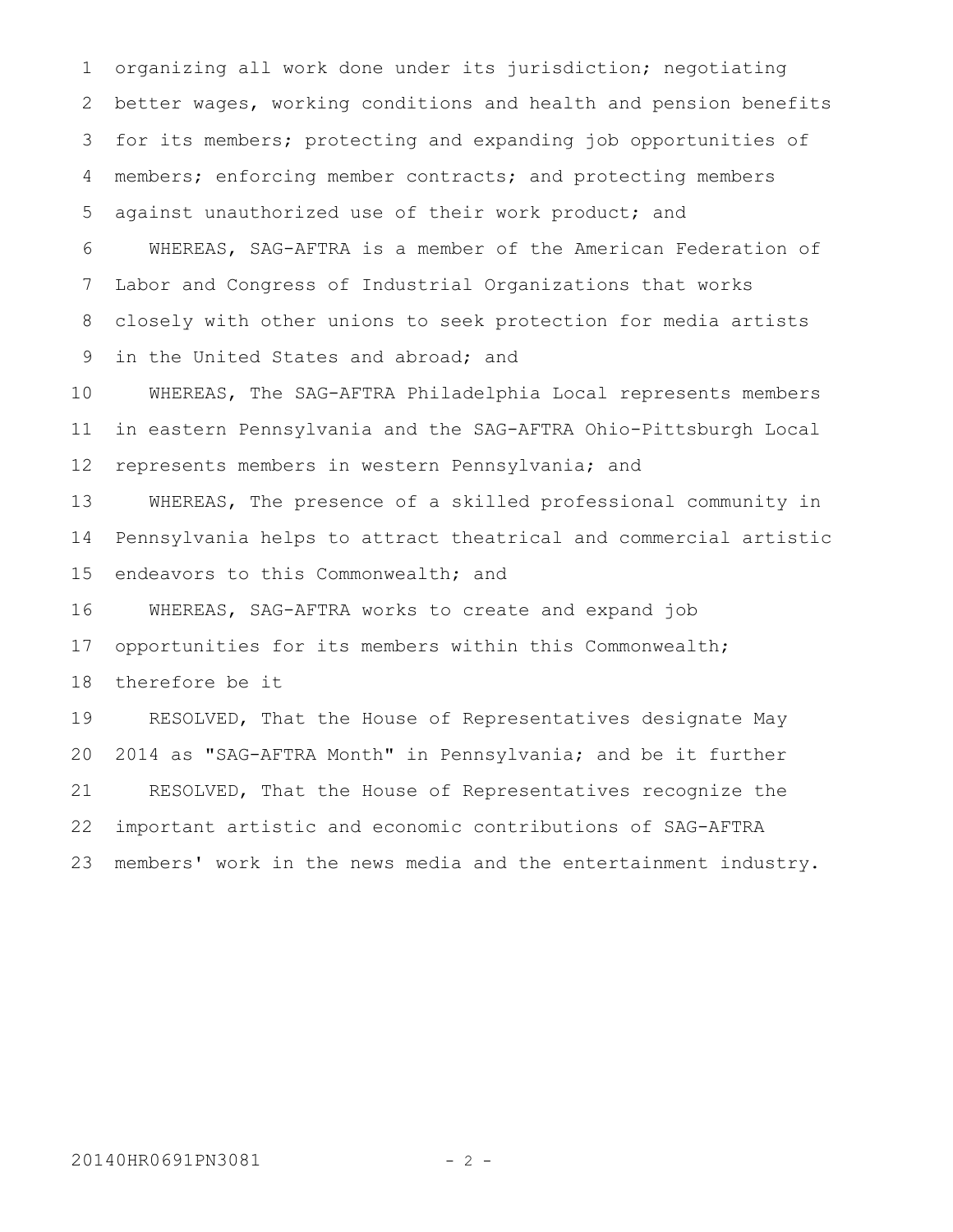organizing all work done under its jurisdiction; negotiating better wages, working conditions and health and pension benefits for its members; protecting and expanding job opportunities of members; enforcing member contracts; and protecting members against unauthorized use of their work product; and

WHEREAS, SAG-AFTRA is a member of the American Federation of Labor and Congress of Industrial Organizations that works closely with other unions to seek protection for media artists in the United States and abroad; and

WHEREAS, The SAG-AFTRA Philadelphia Local represents members in eastern Pennsylvania and the SAG-AFTRA Ohio-Pittsburgh Local represents members in western Pennsylvania; and

WHEREAS, The presence of a skilled professional community in Pennsylvania helps to attract theatrical and commercial artistic endeavors to this Commonwealth; and

WHEREAS, SAG-AFTRA works to create and expand job opportunities for its members within this Commonwealth; therefore be it

RESOLVED, That the House of Representatives designate May 2014 as "SAG-AFTRA Month" in Pennsylvania; and be it further

RESOLVED, That the House of Representatives recognize the important artistic and economic contributions of SAG-AFTRA members' work in the news media and the entertainment industry.